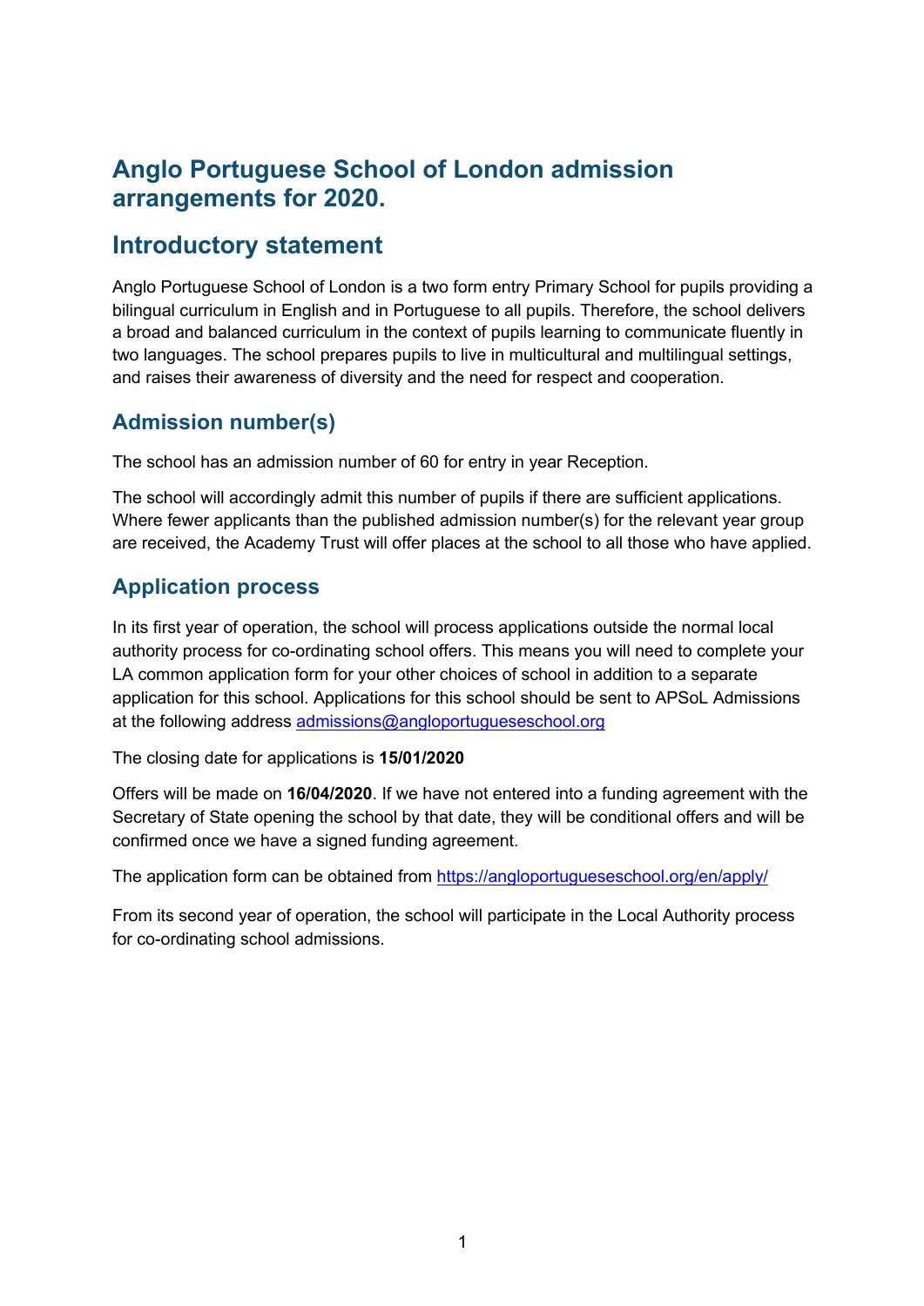# Anglo Portuguese School of London admission arrangements for 2020.

## Introductory statement

Anglo Portuguese School of London is a two form entry Primary School for pupils providing a bilingual curriculum in English and in Portuguese to all pupils. Therefore, the school delivers a broad and balanced curriculum in the context of pupils learning to communicate fluently in two languages. The school prepares pupils to live in multicultural and multilingual settings, and raises their awareness of diversity and the need for respect and cooperation.

### Admission number(s)

The school has an admission number of 60 for entry in year Reception.

The school will accordingly admit this number of pupils if there are sufficient applications. Where fewer applicants than the published admission number(s) for the relevant year group are received, the Academy Trust will offer places at the school to all those who have applied.

### Application process

In its first year of operation, the school will process applications outside the normal local authority process for co-ordinating school offers. This means you will need to complete your LA common application form for your other choices of school in addition to a separate application for this school. Applications for this school should be sent to APSoL Admissions at the following address admissions@angloportugueseschool.org

The closing date for applications is **15/01/2020**

Offers will be made on **16/04/2020**. If we have not entered into a funding agreement with the Secretary of State opening the school by that date, they will be conditional offers and will be confirmed once we have a signed funding agreement.

The application form can be obtained from https://angloportugueseschool.org/en/apply/

From its second year of operation, the school will participate in the Local Authority process for co-ordinating school admissions.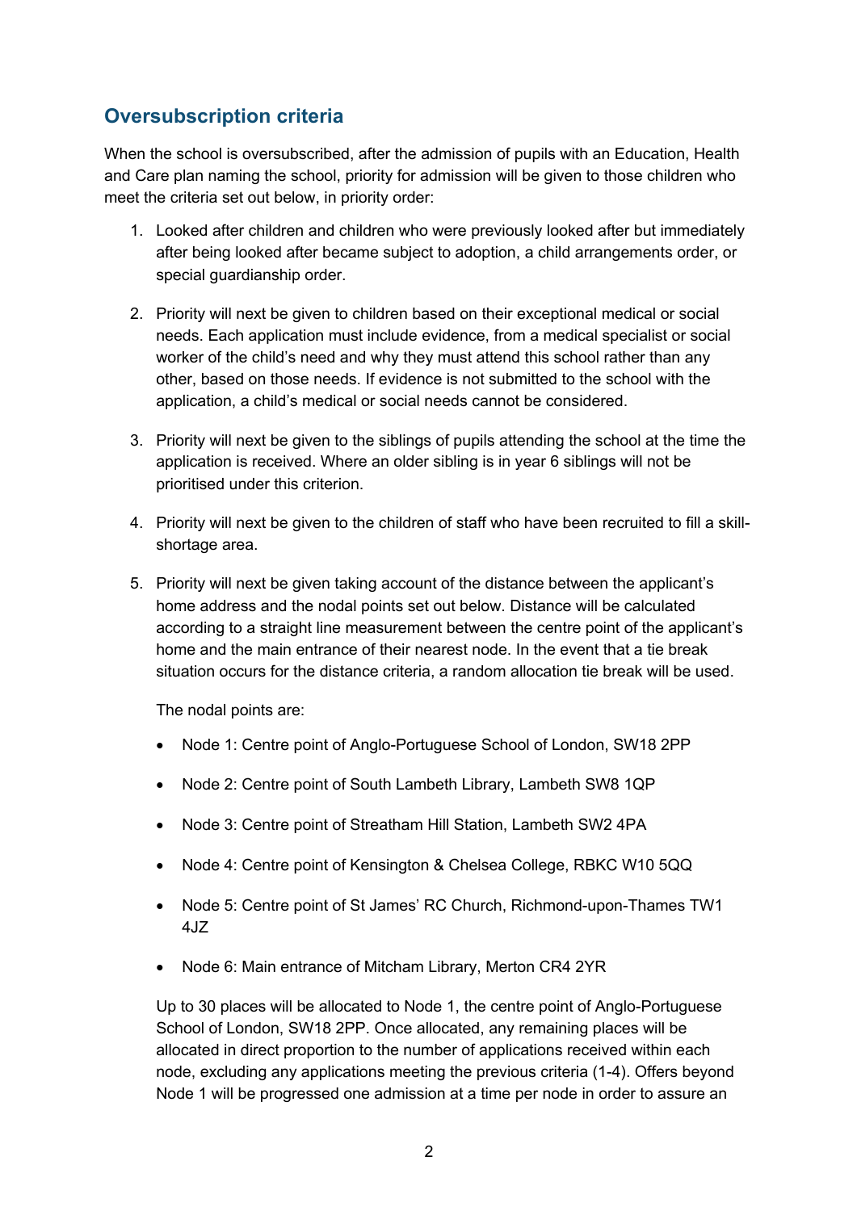## Oversubscription criteria

When the school is oversubscribed, after the admission of pupils with an Education, Health and Care plan naming the school, priority for admission will be given to those children who meet the criteria set out below, in priority order:

1. Looked after children and children who were previously looked after but immediately after being looked after became subject to adoption, a child arrangements order, or special guardianship order.

2. Priority will next be given to children based on their exceptional medical or social needs. Each application must include evidence, from a medical specialist or social worker of the child's need and why they must attend this school rather than any other, based on those needs. If evidence is not submitted to the school with the application, a child's medical or social needs cannot be considered.

3. Priority will next be given to the siblings of pupils attending the school at the time the application is received. Where an older sibling is in year 6 siblings will not be prioritised under this criterion.

4. Priority will next be given to the children of staff who have been recruited to fill a skill-shortage area.

5. Priority will next be given taking account of the distance between the applicant's home address and the nodal points set out below. Distance will be calculated according to a straight line measurement between the centre point of the applicant's home and the main entrance of their nearest node. In the event that a tie break situation occurs for the distance criteria, a random allocation tie break will be used.

   The nodal points are:

   - Node 1: Centre point of Anglo-Portuguese School of London, SW18 2PP
   - Node 2: Centre point of South Lambeth Library, Lambeth SW8 1QP
   - Node 3: Centre point of Streatham Hill Station, Lambeth SW2 4PA
   - Node 4: Centre point of Kensington & Chelsea College, RBKC W10 5QQ
   - Node 5: Centre point of St James' RC Church, Richmond-upon-Thames TW1 4JZ
   - Node 6: Main entrance of Mitcham Library, Merton CR4 2YR

   Up to 30 places will be allocated to Node 1, the centre point of Anglo-Portuguese School of London, SW18 2PP. Once allocated, any remaining places will be allocated in direct proportion to the number of applications received within each node, excluding any applications meeting the previous criteria (1-4). Offers beyond Node 1 will be progressed one admission at a time per node in order to assure an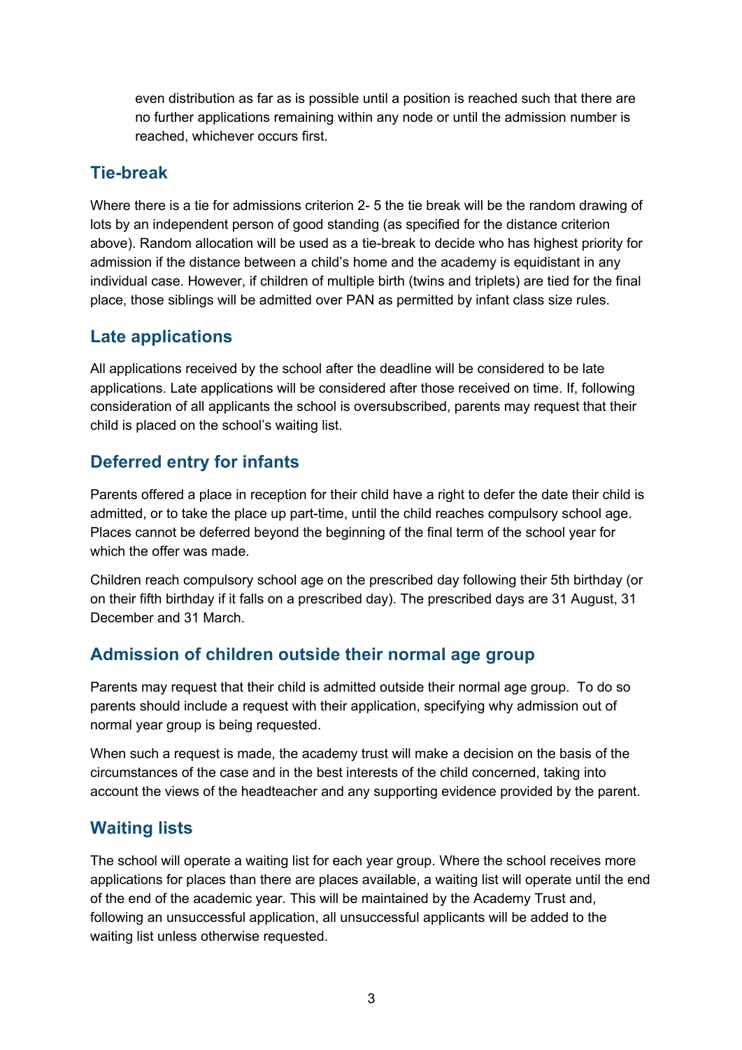even distribution as far as is possible until a position is reached such that there are no further applications remaining within any node or until the admission number is reached, whichever occurs first.

## Tie-break

Where there is a tie for admissions criterion 2- 5 the tie break will be the random drawing of lots by an independent person of good standing (as specified for the distance criterion above). Random allocation will be used as a tie-break to decide who has highest priority for admission if the distance between a child's home and the academy is equidistant in any individual case. However, if children of multiple birth (twins and triplets) are tied for the final place, those siblings will be admitted over PAN as permitted by infant class size rules.

## Late applications

All applications received by the school after the deadline will be considered to be late applications. Late applications will be considered after those received on time. If, following consideration of all applicants the school is oversubscribed, parents may request that their child is placed on the school's waiting list.

## Deferred entry for infants

Parents offered a place in reception for their child have a right to defer the date their child is admitted, or to take the place up part-time, until the child reaches compulsory school age. Places cannot be deferred beyond the beginning of the final term of the school year for which the offer was made.

Children reach compulsory school age on the prescribed day following their 5th birthday (or on their fifth birthday if it falls on a prescribed day). The prescribed days are 31 August, 31 December and 31 March.

## Admission of children outside their normal age group

Parents may request that their child is admitted outside their normal age group. To do so parents should include a request with their application, specifying why admission out of normal year group is being requested.

When such a request is made, the academy trust will make a decision on the basis of the circumstances of the case and in the best interests of the child concerned, taking into account the views of the headteacher and any supporting evidence provided by the parent.

## Waiting lists

The school will operate a waiting list for each year group. Where the school receives more applications for places than there are places available, a waiting list will operate until the end of the end of the academic year. This will be maintained by the Academy Trust and, following an unsuccessful application, all unsuccessful applicants will be added to the waiting list unless otherwise requested.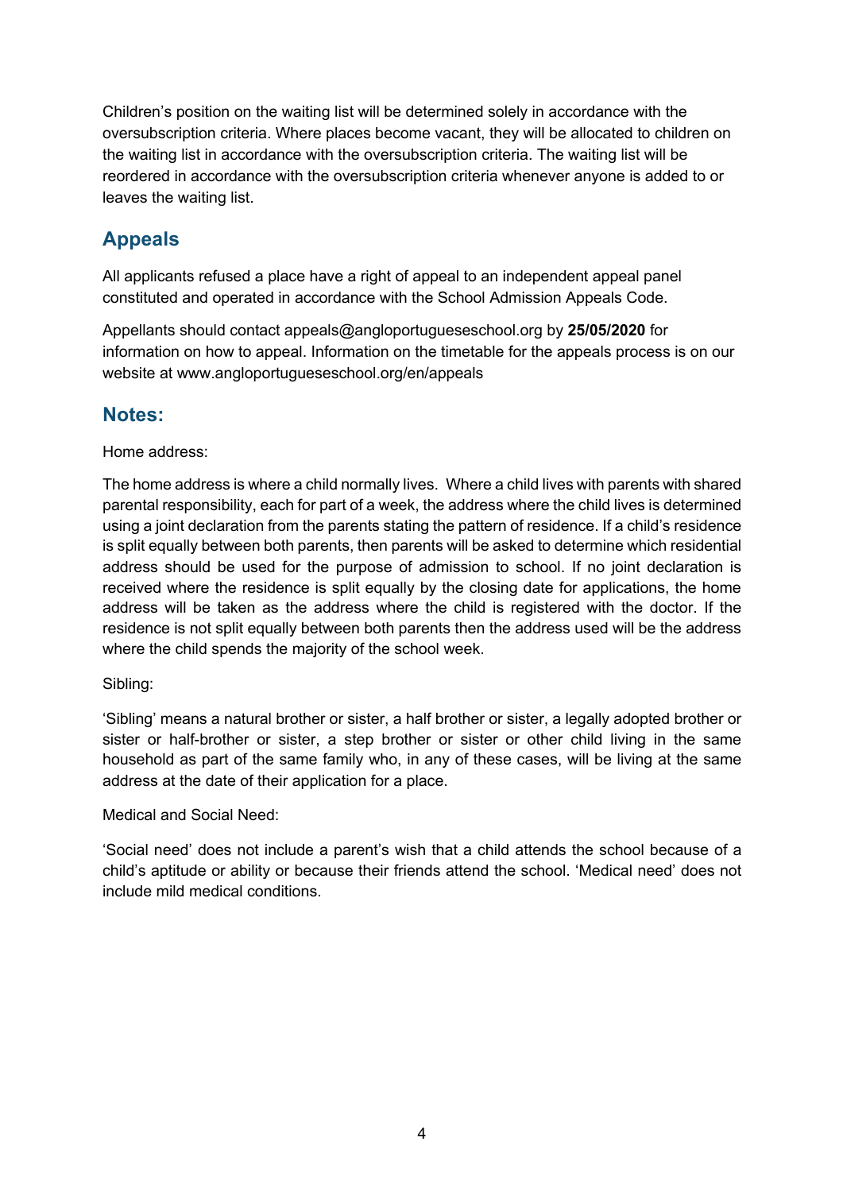Children's position on the waiting list will be determined solely in accordance with the oversubscription criteria. Where places become vacant, they will be allocated to children on the waiting list in accordance with the oversubscription criteria. The waiting list will be reordered in accordance with the oversubscription criteria whenever anyone is added to or leaves the waiting list.

## Appeals

All applicants refused a place have a right of appeal to an independent appeal panel constituted and operated in accordance with the School Admission Appeals Code.

Appellants should contact appeals@angloportugueseschool.org by **25/05/2020** for information on how to appeal. Information on the timetable for the appeals process is on our website at www.angloportugueseschool.org/en/appeals

## Notes:

Home address:

The home address is where a child normally lives. Where a child lives with parents with shared parental responsibility, each for part of a week, the address where the child lives is determined using a joint declaration from the parents stating the pattern of residence. If a child's residence is split equally between both parents, then parents will be asked to determine which residential address should be used for the purpose of admission to school. If no joint declaration is received where the residence is split equally by the closing date for applications, the home address will be taken as the address where the child is registered with the doctor. If the residence is not split equally between both parents then the address used will be the address where the child spends the majority of the school week.

Sibling:

'Sibling' means a natural brother or sister, a half brother or sister, a legally adopted brother or sister or half-brother or sister, a step brother or sister or other child living in the same household as part of the same family who, in any of these cases, will be living at the same address at the date of their application for a place.

Medical and Social Need:

'Social need' does not include a parent's wish that a child attends the school because of a child's aptitude or ability or because their friends attend the school. 'Medical need' does not include mild medical conditions.